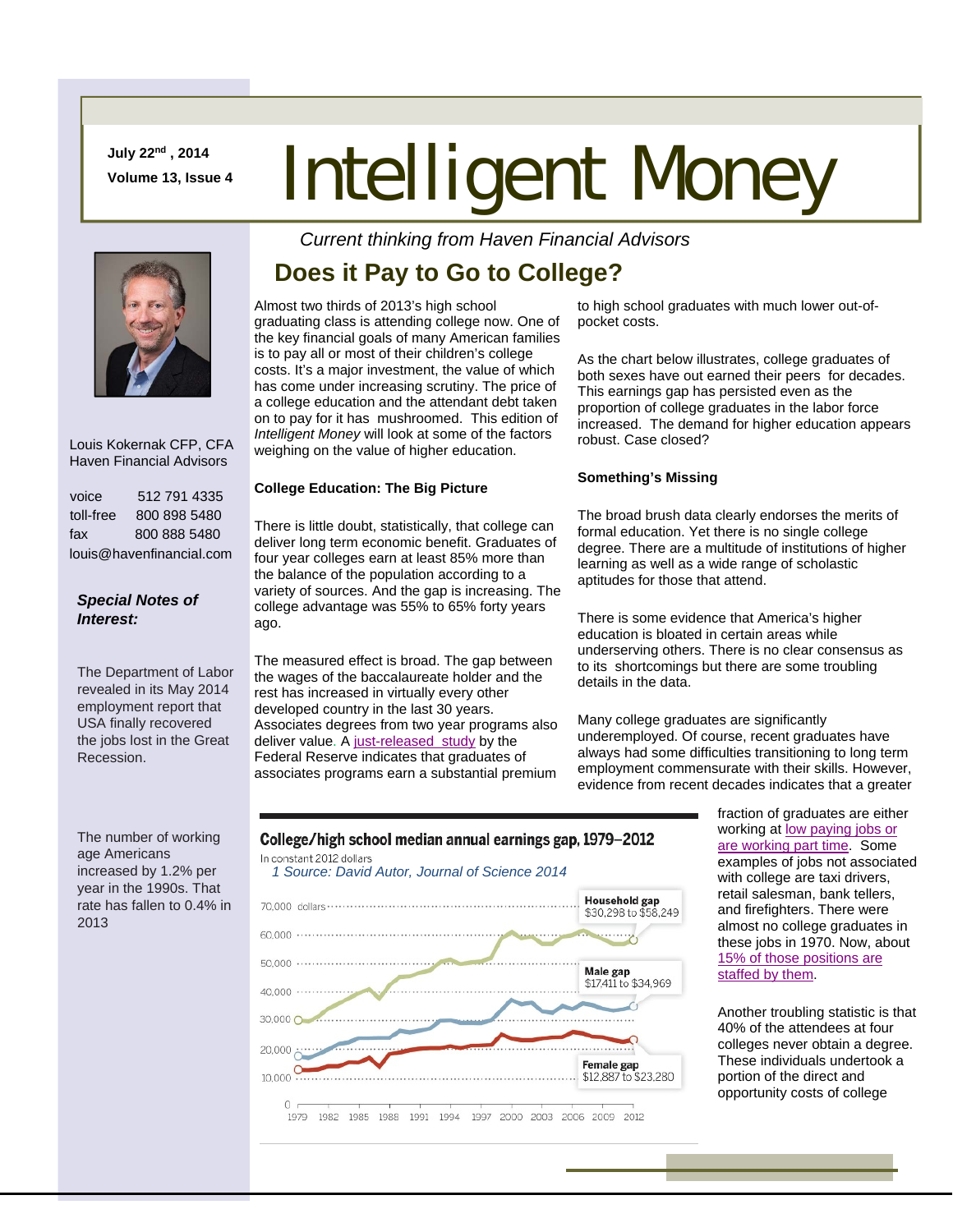July 22nd, 2014
Volume 13, Issue 4

# Intelligent Money

*Current thinking from Haven Financial Advisors*

Louis Kokernak CFP, CFA
Haven Financial Advisors

| | |
|---|---|
| voice | 512 791 4335 |
| toll-free | 800 898 5480 |
| fax | 800 888 5480 |

louis@havenfinancial.com

***Special Notes of Interest:***

The Department of Labor revealed in its May 2014 employment report that USA finally recovered the jobs lost in the Great Recession.

The number of working age Americans increased by 1.2% per year in the 1990s. That rate has fallen to 0.4% in 2013

## Does it Pay to Go to College?

Almost two thirds of 2013's high school graduating class is attending college now. One of the key financial goals of many American families is to pay all or most of their children's college costs. It's a major investment, the value of which has come under increasing scrutiny. The price of a college education and the attendant debt taken on to pay for it has mushroomed. This edition of *Intelligent Money* will look at some of the factors weighing on the value of higher education.

**College Education: The Big Picture**

There is little doubt, statistically, that college can deliver long term economic benefit. Graduates of four year colleges earn at least 85% more than the balance of the population according to a variety of sources. And the gap is increasing. The college advantage was 55% to 65% forty years ago.

The measured effect is broad. The gap between the wages of the baccalaureate holder and the rest has increased in virtually every other developed country in the last 30 years. Associates degrees from two year programs also deliver value. A just-released study by the Federal Reserve indicates that graduates of associates programs earn a substantial premium to high school graduates with much lower out-of-pocket costs.

As the chart below illustrates, college graduates of both sexes have out earned their peers for decades. This earnings gap has persisted even as the proportion of college graduates in the labor force increased. The demand for higher education appears robust. Case closed?

**Something's Missing**

The broad brush data clearly endorses the merits of formal education. Yet there is no single college degree. There are a multitude of institutions of higher learning as well as a wide range of scholastic aptitudes for those that attend.

There is some evidence that America's higher education is bloated in certain areas while underserving others. There is no clear consensus as to its shortcomings but there are some troubling details in the data.

Many college graduates are significantly underemployed. Of course, recent graduates have always had some difficulties transitioning to long term employment commensurate with their skills. However, evidence from recent decades indicates that a greater fraction of graduates are either working at low paying jobs or are working part time. Some examples of jobs not associated with college are taxi drivers, retail salesman, bank tellers, and firefighters. There were almost no college graduates in these jobs in 1970. Now, about 15% of those positions are staffed by them.

Another troubling statistic is that 40% of the attendees at four colleges never obtain a degree. These individuals undertook a portion of the direct and opportunity costs of college

**College/high school median annual earnings gap, 1979–2012**

In constant 2012 dollars

*1 Source: David Autor, Journal of Science 2014*

Household gap: \$30,298 to \$58,249
Male gap: \$17,411 to \$34,969
Female gap: \$12,887 to \$23,280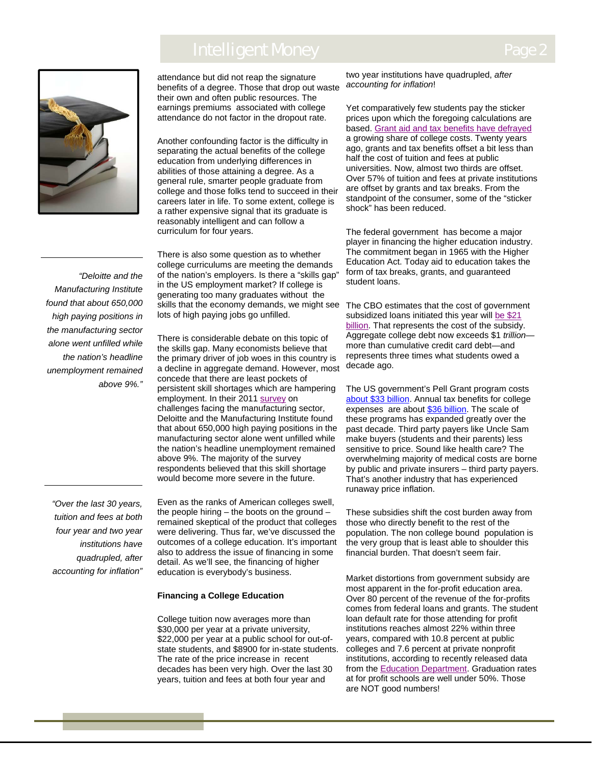attendance but did not reap the signature benefits of a degree. Those that drop out waste their own and often public resources. The earnings premiums associated with college attendance do not factor in the dropout rate.

Another confounding factor is the difficulty in separating the actual benefits of the college education from underlying differences in abilities of those attaining a degree. As a general rule, smarter people graduate from college and those folks tend to succeed in their careers later in life. To some extent, college is a rather expensive signal that its graduate is reasonably intelligent and can follow a curriculum for four years.

There is also some question as to whether college curriculums are meeting the demands of the nation's employers. Is there a "skills gap" in the US employment market? If college is generating too many graduates without the skills that the economy demands, we might see lots of high paying jobs go unfilled.

*"Deloitte and the Manufacturing Institute found that about 650,000 high paying positions in the manufacturing sector alone went unfilled while the nation's headline unemployment remained above 9%."*

There is considerable debate on this topic of the skills gap. Many economists believe that the primary driver of job woes in this country is a decline in aggregate demand. However, most concede that there are least pockets of persistent skill shortages which are hampering employment. In their 2011 survey on challenges facing the manufacturing sector, Deloitte and the Manufacturing Institute found that about 650,000 high paying positions in the manufacturing sector alone went unfilled while the nation's headline unemployment remained above 9%. The majority of the survey respondents believed that this skill shortage would become more severe in the future.

*"Over the last 30 years, tuition and fees at both four year and two year institutions have quadrupled, after accounting for inflation"*

Even as the ranks of American colleges swell, the people hiring – the boots on the ground – remained skeptical of the product that colleges were delivering. Thus far, we've discussed the outcomes of a college education. It's important also to address the issue of financing in some detail. As we'll see, the financing of higher education is everybody's business.

**Financing a College Education**

College tuition now averages more than $30,000 per year at a private university, $22,000 per year at a public school for out-of-state students, and $8900 for in-state students. The rate of the price increase in recent decades has been very high. Over the last 30 years, tuition and fees at both four year and two year institutions have quadrupled, *after accounting for inflation*!

Yet comparatively few students pay the sticker prices upon which the foregoing calculations are based. Grant aid and tax benefits have defrayed a growing share of college costs. Twenty years ago, grants and tax benefits offset a bit less than half the cost of tuition and fees at public universities. Now, almost two thirds are offset. Over 57% of tuition and fees at private institutions are offset by grants and tax breaks. From the standpoint of the consumer, some of the "sticker shock" has been reduced.

The federal government has become a major player in financing the higher education industry. The commitment began in 1965 with the Higher Education Act. Today aid to education takes the form of tax breaks, grants, and guaranteed student loans.

The CBO estimates that the cost of government subsidized loans initiated this year will be $21 billion. That represents the cost of the subsidy. Aggregate college debt now exceeds $1 *trillion*—more than cumulative credit card debt—and represents three times what students owed a decade ago.

The US government's Pell Grant program costs about $33 billion. Annual tax benefits for college expenses are about $36 billion. The scale of these programs has expanded greatly over the past decade. Third party payers like Uncle Sam make buyers (students and their parents) less sensitive to price. Sound like health care? The overwhelming majority of medical costs are borne by public and private insurers – third party payers. That's another industry that has experienced runaway price inflation.

These subsidies shift the cost burden away from those who directly benefit to the rest of the population. The non college bound population is the very group that is least able to shoulder this financial burden. That doesn't seem fair.

Market distortions from government subsidy are most apparent in the for-profit education area. Over 80 percent of the revenue of the for-profits comes from federal loans and grants. The student loan default rate for those attending for profit institutions reaches almost 22% within three years, compared with 10.8 percent at public colleges and 7.6 percent at private nonprofit institutions, according to recently released data from the Education Department. Graduation rates at for profit schools are well under 50%. Those are NOT good numbers!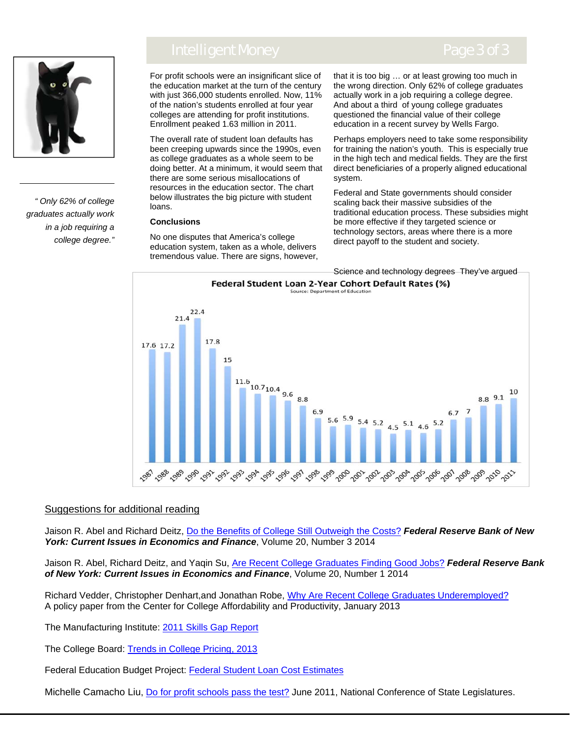For profit schools were an insignificant slice of the education market at the turn of the century with just 366,000 students enrolled. Now, 11% of the nation's students enrolled at four year colleges are attending for profit institutions. Enrollment peaked 1.63 million in 2011.

The overall rate of student loan defaults has been creeping upwards since the 1990s, even as college graduates as a whole seem to be doing better. At a minimum, it would seem that there are some serious misallocations of resources in the education sector. The chart below illustrates the big picture with student loans.

**Conclusions**

No one disputes that America's college education system, taken as a whole, delivers tremendous value. There are signs, however, that it is too big … or at least growing too much in the wrong direction. Only 62% of college graduates actually work in a job requiring a college degree. And about a third of young college graduates questioned the financial value of their college education in a recent survey by Wells Fargo.

Perhaps employers need to take some responsibility for training the nation's youth. This is especially true in the high tech and medical fields. They are the first direct beneficiaries of a properly aligned educational system.

Federal and State governments should consider scaling back their massive subsidies of the traditional education process. These subsidies might be more effective if they targeted science or technology sectors, areas where there is a more direct payoff to the student and society.

Science and technology degrees They've argued

*" Only 62% of college graduates actually work in a job requiring a college degree."*

**Federal Student Loan 2-Year Cohort Default Rates (%)**

Source: Department of Education

17.6 17.2 21.4 22.4 17.8 15 11.6 10.7 10.4 9.6 8.8 6.9 5.6 5.9 5.4 5.2 4.5 5.1 4.6 5.2 6.7 7 8.8 9.1 10

1987 1988 1989 1990 1991 1992 1993 1994 1995 1996 1997 1998 1999 2000 2001 2002 2003 2004 2005 2006 2007 2008 2009 2010 2011

## Suggestions for additional reading

Jaison R. Abel and Richard Deitz, Do the Benefits of College Still Outweigh the Costs? ***Federal Reserve Bank of New York: Current Issues in Economics and Finance***, Volume 20, Number 3 2014

Jaison R. Abel, Richard Deitz, and Yaqin Su, Are Recent College Graduates Finding Good Jobs? ***Federal Reserve Bank of New York: Current Issues in Economics and Finance***, Volume 20, Number 1 2014

Richard Vedder, Christopher Denhart,and Jonathan Robe, Why Are Recent College Graduates Underemployed? A policy paper from the Center for College Affordability and Productivity, January 2013

The Manufacturing Institute: 2011 Skills Gap Report

The College Board: Trends in College Pricing, 2013

Federal Education Budget Project: Federal Student Loan Cost Estimates

Michelle Camacho Liu, Do for profit schools pass the test? June 2011, National Conference of State Legislatures.